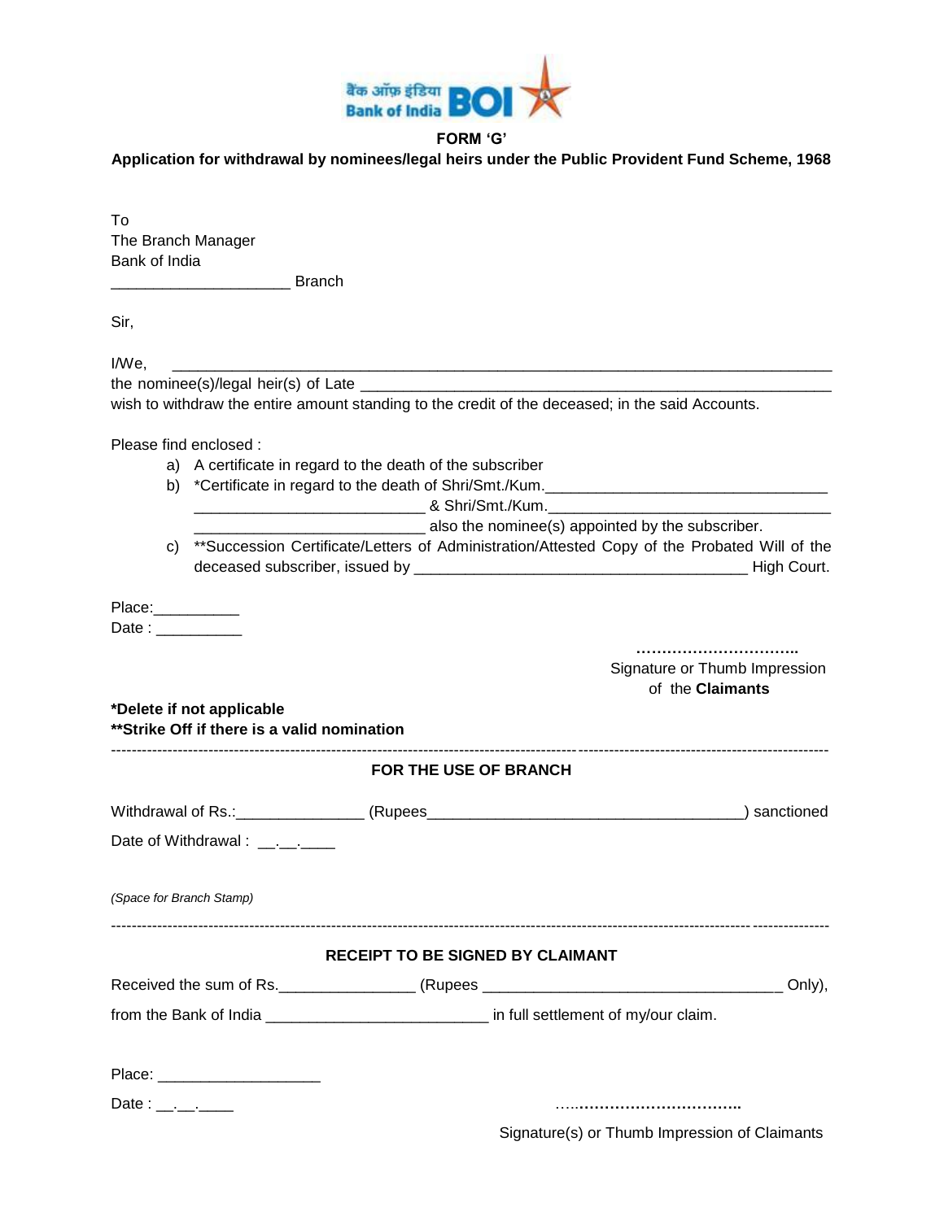बैंक ऑफ़ इंडिया Bank of India BOI

**FORM 'G'**

**Application for withdrawal by nominees/legal heirs under the Public Provident Fund Scheme, 1968**

To
The Branch Manager
Bank of India
____________________ Branch

Sir,

I/We, ________________________________________________________________________
the nominee(s)/legal heir(s) of Late ______________________________________________________
wish to withdraw the entire amount standing to the credit of the deceased; in the said Accounts.

Please find enclosed :

a) A certificate in regard to the death of the subscriber
b) *Certificate in regard to the death of Shri/Smt./Kum.______________________________
_________________________ & Shri/Smt./Kum.________________________________
_________________________ also the nominee(s) appointed by the subscriber.
c) **Succession Certificate/Letters of Administration/Attested Copy of the Probated Will of the deceased subscriber, issued by ____________________________________ High Court.

Place:__________
Date : __________

…………………………..
Signature or Thumb Impression of the **Claimants**

**\*Delete if not applicable**
**\*\*Strike Off if there is a valid nomination**

---

**FOR THE USE OF BRANCH**

Withdrawal of Rs.:_______________ (Rupees____________________________________) sanctioned

Date of Withdrawal : __.__.____

*(Space for Branch Stamp)*

---

**RECEIPT TO BE SIGNED BY CLAIMANT**

Received the sum of Rs.________________ (Rupees __________________________________ Only),

from the Bank of India __________________________ in full settlement of my/our claim.

Place: ___________________

Date : __.__.____

…..…………………………..
Signature(s) or Thumb Impression of Claimants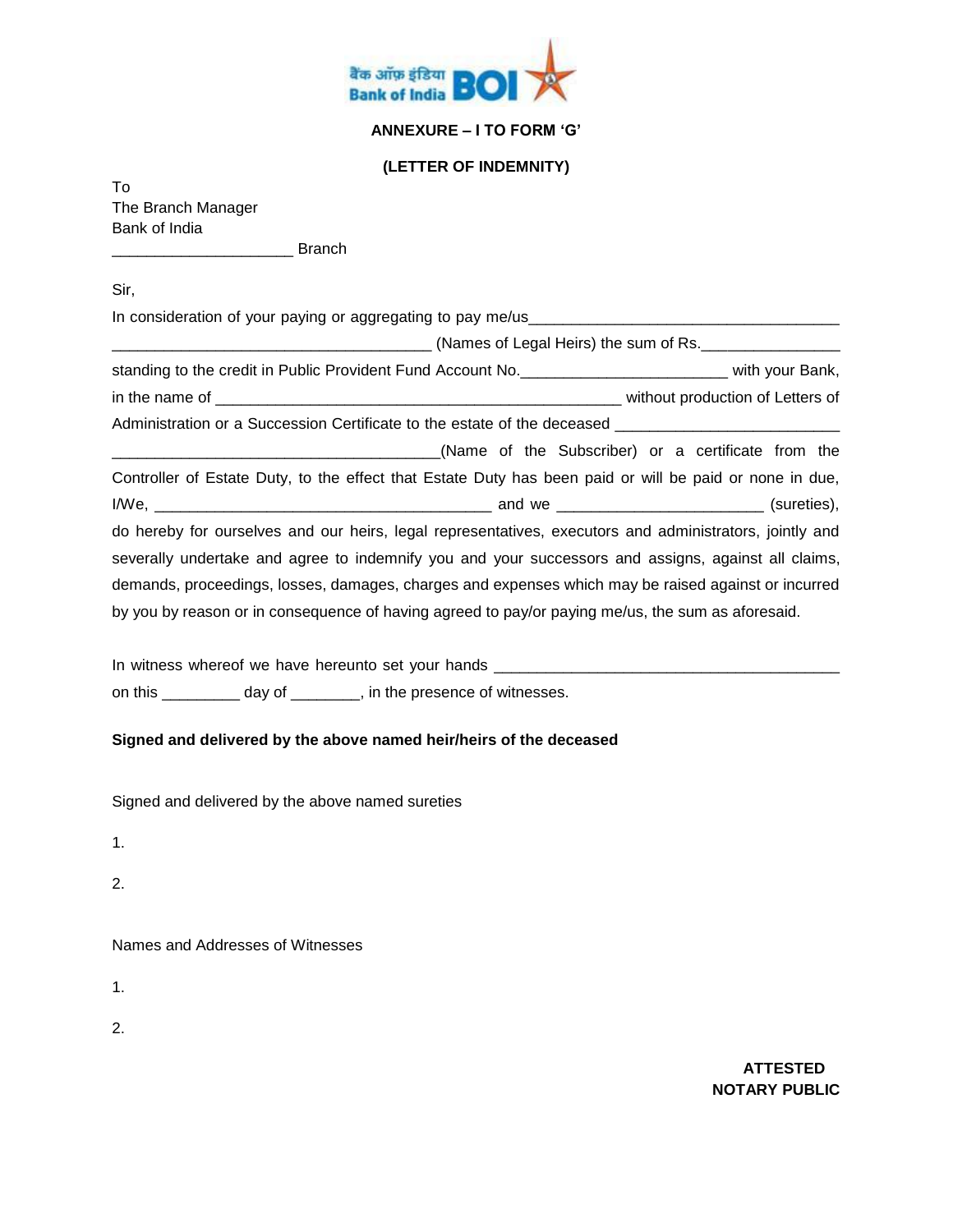**ANNEXURE – I TO FORM 'G'**

**(LETTER OF INDEMNITY)**

To
The Branch Manager
Bank of India
____________________ Branch

Sir,

In consideration of your paying or aggregating to pay me/us___________________________________ ___________________________________ (Names of Legal Heirs) the sum of Rs._______________ standing to the credit in Public Provident Fund Account No.______________________ with your Bank, in the name of ____________________________________________ without production of Letters of Administration or a Succession Certificate to the estate of the deceased _______________________ ____________________________________(Name of the Subscriber) or a certificate from the Controller of Estate Duty, to the effect that Estate Duty has been paid or will be paid or none in due, I/We, _____________________________________ and we ______________________ (sureties), do hereby for ourselves and our heirs, legal representatives, executors and administrators, jointly and severally undertake and agree to indemnify you and your successors and assigns, against all claims, demands, proceedings, losses, damages, charges and expenses which may be raised against or incurred by you by reason or in consequence of having agreed to pay/or paying me/us, the sum as aforesaid.

In witness whereof we have hereunto set your hands _______________________________________ on this _________ day of ________, in the presence of witnesses.

**Signed and delivered by the above named heir/heirs of the deceased**

Signed and delivered by the above named sureties

1.

2.

Names and Addresses of Witnesses

1.

2.

**ATTESTED**
**NOTARY PUBLIC**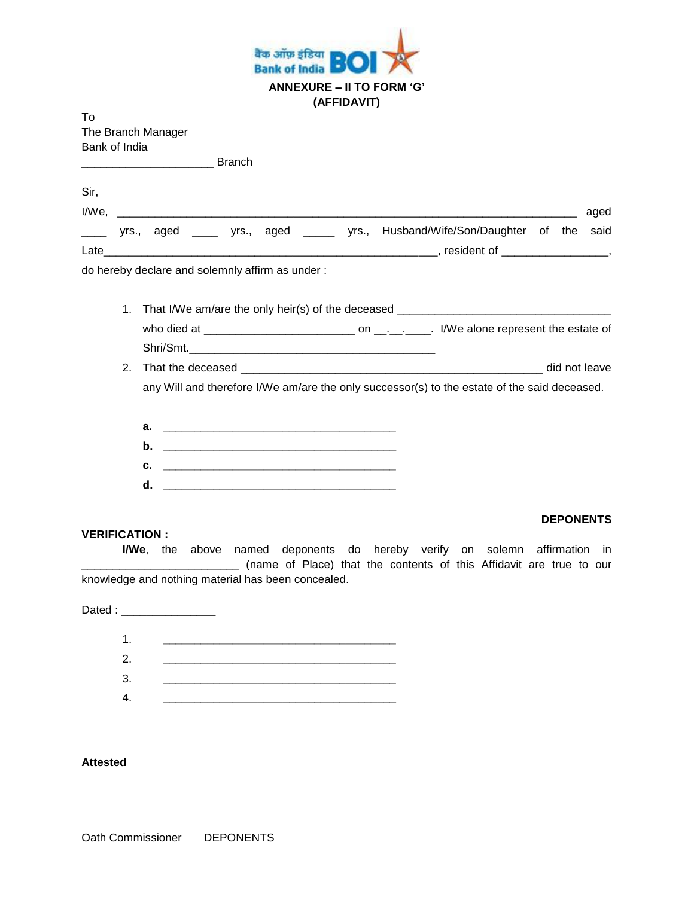**ANNEXURE – II TO FORM 'G'**
**(AFFIDAVIT)**

To
The Branch Manager
Bank of India
____________________ Branch

Sir,

I/We, ______________________________________________________________________ aged ____ yrs., aged ____ yrs., aged _____ yrs., Husband/Wife/Son/Daughter of the said Late___________________________________________________, resident of ________________, do hereby declare and solemnly affirm as under :

1. That I/We am/are the only heir(s) of the deceased _________________________________ who died at _______________________ on __.__.____. I/We alone represent the estate of Shri/Smt.______________________________________
2. That the deceased ______________________________________________ did not leave any Will and therefore I/We am/are the only successor(s) to the estate of the said deceased.

**a.** ____________________________________
**b.** ____________________________________
**c.** ____________________________________
**d.** ____________________________________

**DEPONENTS**

**VERIFICATION :**

**I/We**, the above named deponents do hereby verify on solemn affirmation in ________________________ (name of Place) that the contents of this Affidavit are true to our knowledge and nothing material has been concealed.

Dated : _______________

1. ____________________________________
2. ____________________________________
3. ____________________________________
4. ____________________________________

**Attested**

Oath Commissioner DEPONENTS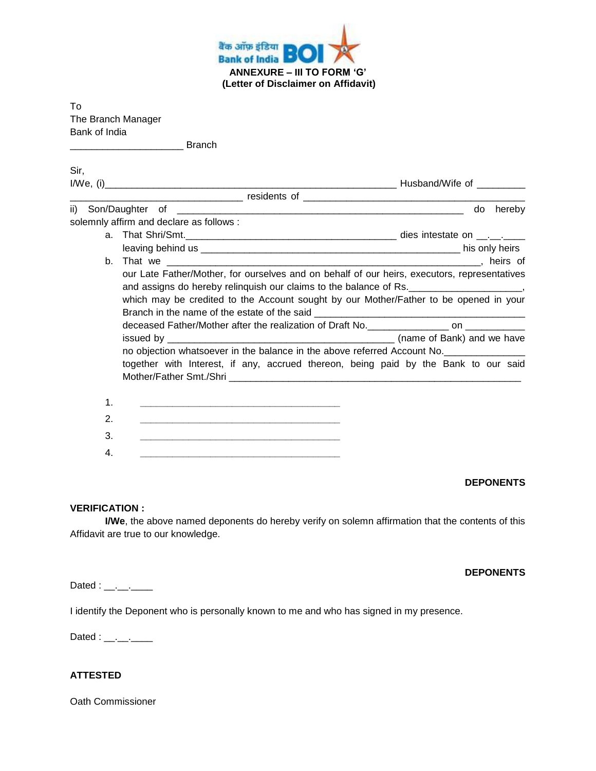बैंक ऑफ़ इंडिया Bank of India BOI

**ANNEXURE – III TO FORM 'G'**
**(Letter of Disclaimer on Affidavit)**

To
The Branch Manager
Bank of India
____________________ Branch

Sir,
I/We, (i)___________________________________________________ Husband/Wife of _________ ______________________________ residents of _______________________________________
ii) Son/Daughter of __________________________________________________ do hereby solemnly affirm and declare as follows :

a. That Shri/Smt.____________________________________ dies intestate on __.__.____ leaving behind us ______________________________________________ his only heirs
b. That we _____________________________________________________, heirs of our Late Father/Mother, for ourselves and on behalf of our heirs, executors, representatives and assigns do hereby relinquish our claims to the balance of Rs.__________________, which may be credited to the Account sought by our Mother/Father to be opened in your Branch in the name of the estate of the said ____________________________________ deceased Father/Mother after the realization of Draft No.______________ on __________ issued by ________________________________________ (name of Bank) and we have no objection whatsoever in the balance in the above referred Account No.______________ together with Interest, if any, accrued thereon, being paid by the Bank to our said Mother/Father Smt./Shri ____________________________________________________

1. ___________________________________
2. ___________________________________
3. ___________________________________
4. ___________________________________

**DEPONENTS**

**VERIFICATION :**

**I/We**, the above named deponents do hereby verify on solemn affirmation that the contents of this Affidavit are true to our knowledge.

**DEPONENTS**

Dated : __.__.____

I identify the Deponent who is personally known to me and who has signed in my presence.

Dated : __.__.____

**ATTESTED**

Oath Commissioner